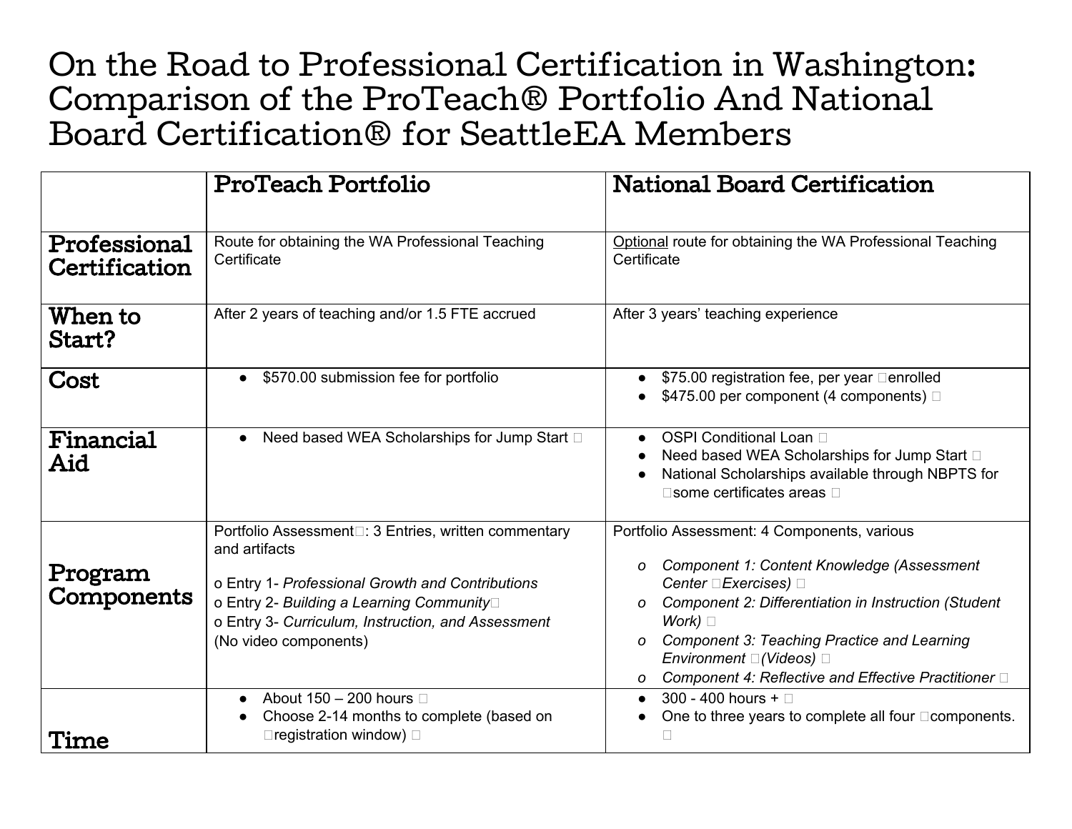# On the Road to Professional Certification in Washington: Comparison of the ProTeach® Portfolio And National Board Certification® for SeattleEA Members

| | ProTeach Portfolio | National Board Certification |
|---|---|---|
| **Professional Certification** | Route for obtaining the WA Professional Teaching Certificate | <u>Optional</u> route for obtaining the WA Professional Teaching Certificate |
| **When to Start?** | After 2 years of teaching and/or 1.5 FTE accrued | After 3 years' teaching experience |
| **Cost** | • $570.00 submission fee for portfolio | • $75.00 registration fee, per year enrolled<br>• $475.00 per component (4 components) |
| **Financial Aid** | • Need based WEA Scholarships for Jump Start | • OSPI Conditional Loan<br>• Need based WEA Scholarships for Jump Start<br>• National Scholarships available through NBPTS for some certificates areas |
| **Program Components** | Portfolio Assessment: 3 Entries, written commentary and artifacts<br><br>o Entry 1- *Professional Growth and Contributions*<br>o Entry 2- *Building a Learning Community*<br>o Entry 3- *Curriculum, Instruction, and Assessment*<br>(No video components) | Portfolio Assessment: 4 Components, various<br><br>o *Component 1: Content Knowledge (Assessment Center Exercises)*<br>o *Component 2: Differentiation in Instruction (Student Work)*<br>o *Component 3: Teaching Practice and Learning Environment (Videos)*<br>o *Component 4: Reflective and Effective Practitioner* |
| **Time** | • About 150 – 200 hours<br>• Choose 2-14 months to complete (based on registration window) | • 300 - 400 hours +<br>• One to three years to complete all four components. |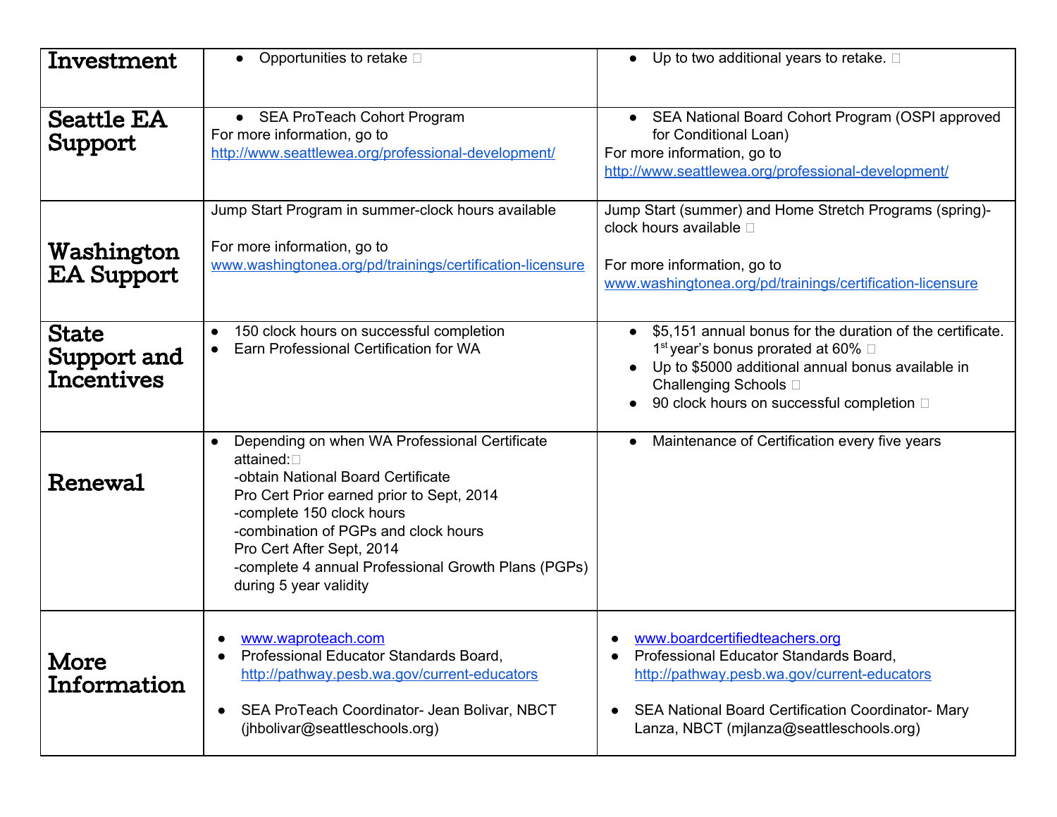| | | |
|---|---|---|
| **Investment** | • Opportunities to retake | • Up to two additional years to retake. |
| **Seattle EA Support** | • SEA ProTeach Cohort Program<br>For more information, go to [http://www.seattlewea.org/professional-development/](http://www.seattlewea.org/professional-development/) | • SEA National Board Cohort Program (OSPI approved for Conditional Loan)<br>For more information, go to [http://www.seattlewea.org/professional-development/](http://www.seattlewea.org/professional-development/) |
| **Washington EA Support** | Jump Start Program in summer-clock hours available<br><br>For more information, go to [www.washingtonea.org/pd/trainings/certification-licensure](www.washingtonea.org/pd/trainings/certification-licensure) | Jump Start (summer) and Home Stretch Programs (spring)- clock hours available<br><br>For more information, go to [www.washingtonea.org/pd/trainings/certification-licensure](www.washingtonea.org/pd/trainings/certification-licensure) |
| **State Support and Incentives** | • 150 clock hours on successful completion<br>• Earn Professional Certification for WA | • $5,151 annual bonus for the duration of the certificate. 1st year's bonus prorated at 60%<br>• Up to $5000 additional annual bonus available in Challenging Schools<br>• 90 clock hours on successful completion |
| **Renewal** | • Depending on when WA Professional Certificate attained:<br>-obtain National Board Certificate<br>Pro Cert Prior earned prior to Sept, 2014<br>-complete 150 clock hours<br>-combination of PGPs and clock hours<br>Pro Cert After Sept, 2014<br>-complete 4 annual Professional Growth Plans (PGPs) during 5 year validity | • Maintenance of Certification every five years |
| **More Information** | • [www.waproteach.com](www.waproteach.com)<br>• Professional Educator Standards Board, [http://pathway.pesb.wa.gov/current-educators](http://pathway.pesb.wa.gov/current-educators)<br><br>• SEA ProTeach Coordinator- Jean Bolivar, NBCT (jhbolivar@seattleschools.org) | • [www.boardcertifiedteachers.org](www.boardcertifiedteachers.org)<br>• Professional Educator Standards Board, [http://pathway.pesb.wa.gov/current-educators](http://pathway.pesb.wa.gov/current-educators)<br><br>• SEA National Board Certification Coordinator- Mary Lanza, NBCT (mjlanza@seattleschools.org) |